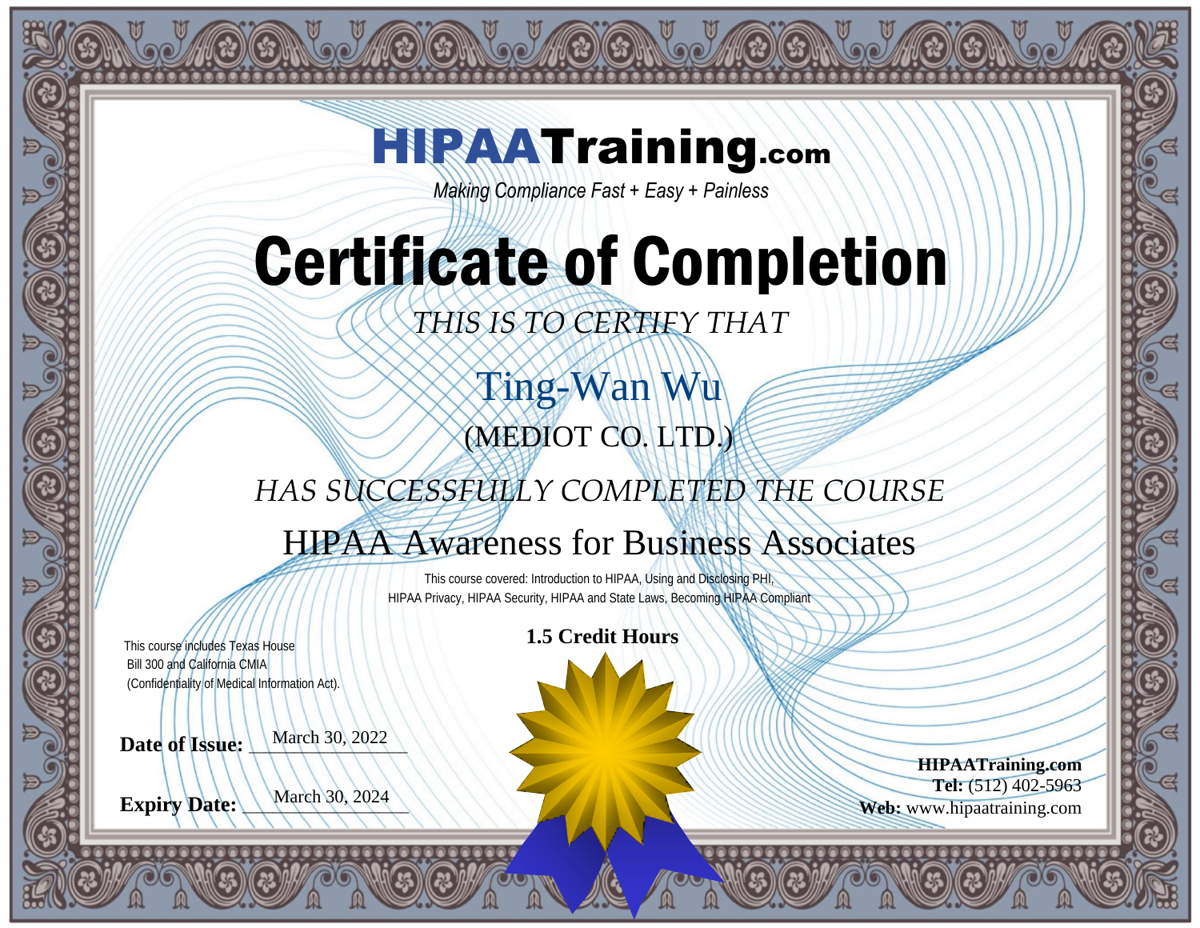# HIPAATraining.com

*Making Compliance Fast + Easy + Painless*

# Certificate of Completion

*THIS IS TO CERTIFY THAT*

## Ting-Wan Wu

(MEDIOT CO. LTD.)

*HAS SUCCESSFULLY COMPLETED THE COURSE*

## HIPAA Awareness for Business Associates

This course covered: Introduction to HIPAA, Using and Disclosing PHI, HIPAA Privacy, HIPAA Security, HIPAA and State Laws, Becoming HIPAA Compliant

**1.5 Credit Hours**

This course includes Texas House Bill 300 and California CMIA (Confidentiality of Medical Information Act).

**Date of Issue:** March 30, 2022

**Expiry Date:** March 30, 2024

**HIPAATraining.com**
**Tel:** (512) 402-5963
**Web:** www.hipaatraining.com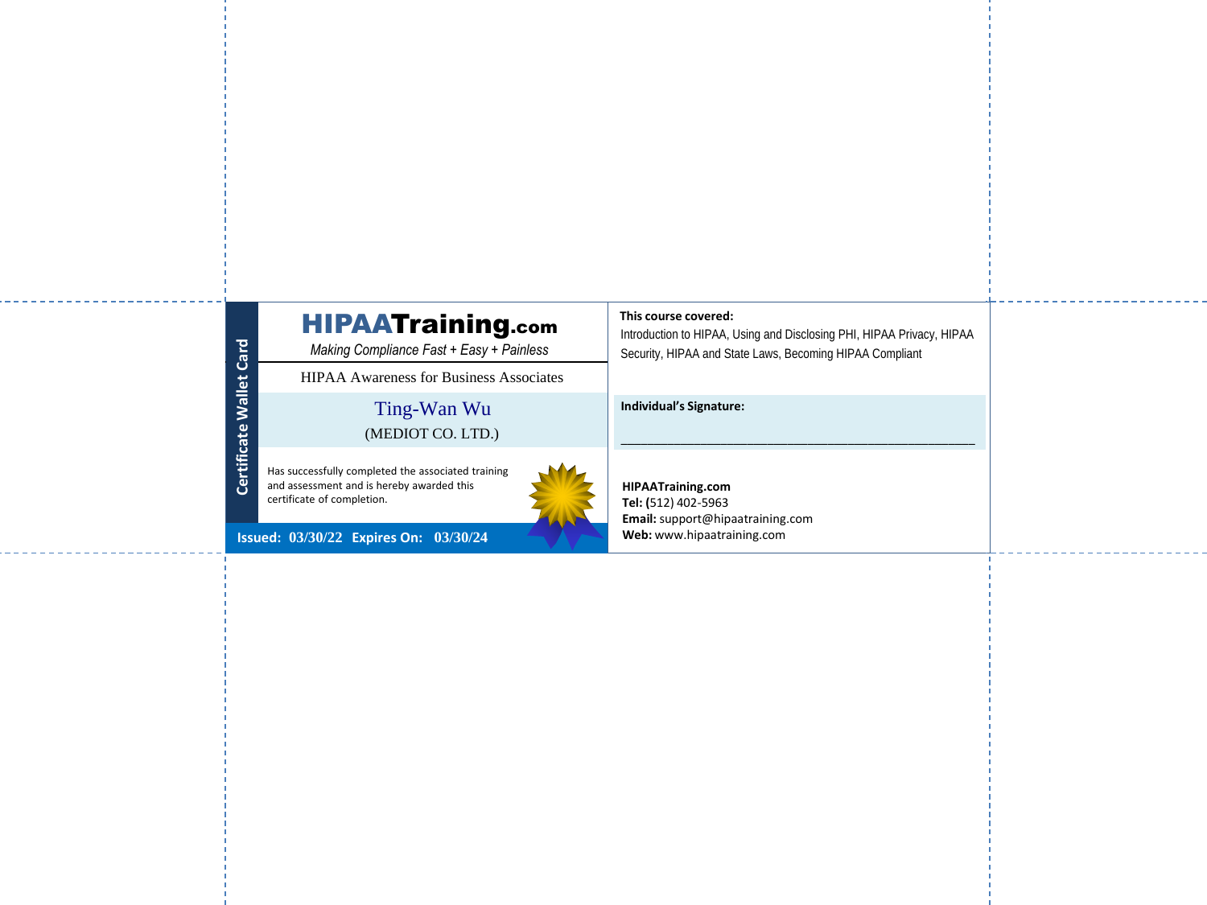Certificate Wallet Card

**HIPAATraining.com**

*Making Compliance Fast + Easy + Painless*

HIPAA Awareness for Business Associates

Ting-Wan Wu

(MEDIOT CO. LTD.)

Has successfully completed the associated training and assessment and is hereby awarded this certificate of completion.

**Issued: 03/30/22 Expires On: 03/30/24**

**This course covered:**

Introduction to HIPAA, Using and Disclosing PHI, HIPAA Privacy, HIPAA Security, HIPAA and State Laws, Becoming HIPAA Compliant

**Individual's Signature:**

______________________________________________

**HIPAATraining.com**

**Tel:** (512) 402-5963

**Email:** support@hipaatraining.com

**Web:** www.hipaatraining.com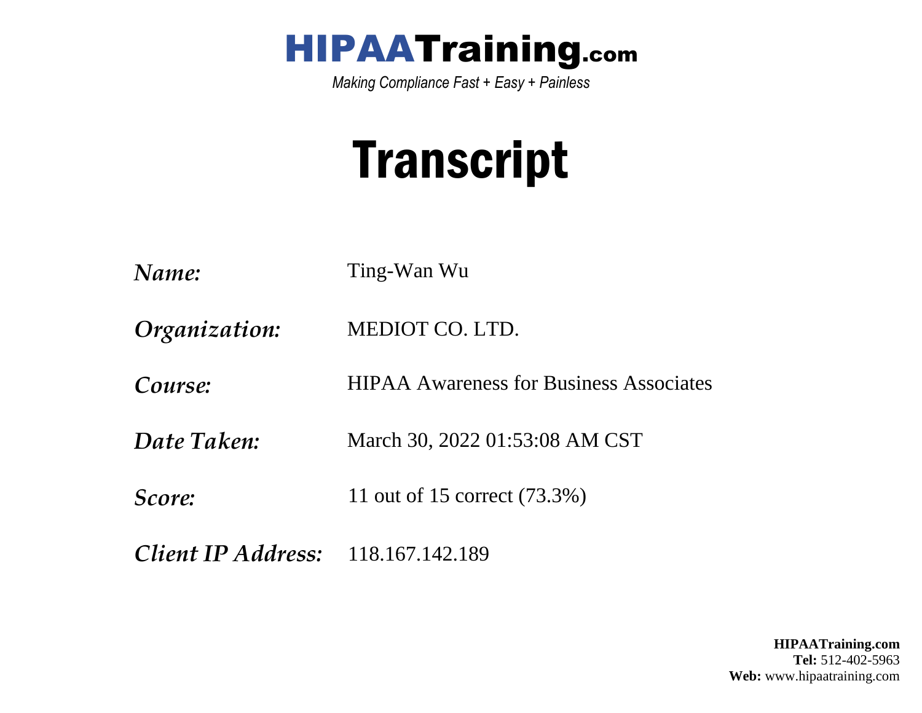**HIPAATraining.com**

*Making Compliance Fast + Easy + Painless*

# Transcript

| | |
|---|---|
| ***Name:*** | Ting-Wan Wu |
| ***Organization:*** | MEDIOT CO. LTD. |
| ***Course:*** | HIPAA Awareness for Business Associates |
| ***Date Taken:*** | March 30, 2022 01:53:08 AM CST |
| ***Score:*** | 11 out of 15 correct (73.3%) |
| ***Client IP Address:*** | 118.167.142.189 |

**HIPAATraining.com**
**Tel:** 512-402-5963
**Web:** www.hipaatraining.com